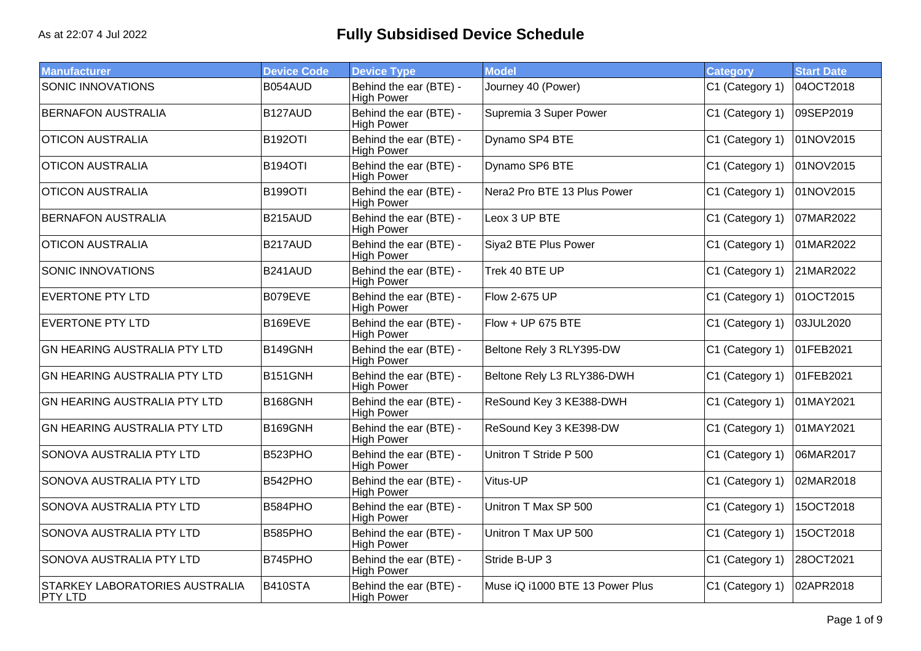As at 22:07 4 Jul 2022

# Fully Subsidised Device Schedule

| Manufacturer | Device Code | Device Type | Model | Category | Start Date |
|---|---|---|---|---|---|
| SONIC INNOVATIONS | B054AUD | Behind the ear (BTE) - High Power | Journey 40 (Power) | C1 (Category 1) | 04OCT2018 |
| BERNAFON AUSTRALIA | B127AUD | Behind the ear (BTE) - High Power | Supremia 3 Super Power | C1 (Category 1) | 09SEP2019 |
| OTICON AUSTRALIA | B192OTI | Behind the ear (BTE) - High Power | Dynamo SP4 BTE | C1 (Category 1) | 01NOV2015 |
| OTICON AUSTRALIA | B194OTI | Behind the ear (BTE) - High Power | Dynamo SP6 BTE | C1 (Category 1) | 01NOV2015 |
| OTICON AUSTRALIA | B199OTI | Behind the ear (BTE) - High Power | Nera2 Pro BTE 13 Plus Power | C1 (Category 1) | 01NOV2015 |
| BERNAFON AUSTRALIA | B215AUD | Behind the ear (BTE) - High Power | Leox 3 UP BTE | C1 (Category 1) | 07MAR2022 |
| OTICON AUSTRALIA | B217AUD | Behind the ear (BTE) - High Power | Siya2 BTE Plus Power | C1 (Category 1) | 01MAR2022 |
| SONIC INNOVATIONS | B241AUD | Behind the ear (BTE) - High Power | Trek 40 BTE UP | C1 (Category 1) | 21MAR2022 |
| EVERTONE PTY LTD | B079EVE | Behind the ear (BTE) - High Power | Flow 2-675 UP | C1 (Category 1) | 01OCT2015 |
| EVERTONE PTY LTD | B169EVE | Behind the ear (BTE) - High Power | Flow + UP 675 BTE | C1 (Category 1) | 03JUL2020 |
| GN HEARING AUSTRALIA PTY LTD | B149GNH | Behind the ear (BTE) - High Power | Beltone Rely 3 RLY395-DW | C1 (Category 1) | 01FEB2021 |
| GN HEARING AUSTRALIA PTY LTD | B151GNH | Behind the ear (BTE) - High Power | Beltone Rely L3 RLY386-DWH | C1 (Category 1) | 01FEB2021 |
| GN HEARING AUSTRALIA PTY LTD | B168GNH | Behind the ear (BTE) - High Power | ReSound Key 3 KE388-DWH | C1 (Category 1) | 01MAY2021 |
| GN HEARING AUSTRALIA PTY LTD | B169GNH | Behind the ear (BTE) - High Power | ReSound Key 3 KE398-DW | C1 (Category 1) | 01MAY2021 |
| SONOVA AUSTRALIA PTY LTD | B523PHO | Behind the ear (BTE) - High Power | Unitron T Stride P 500 | C1 (Category 1) | 06MAR2017 |
| SONOVA AUSTRALIA PTY LTD | B542PHO | Behind the ear (BTE) - High Power | Vitus-UP | C1 (Category 1) | 02MAR2018 |
| SONOVA AUSTRALIA PTY LTD | B584PHO | Behind the ear (BTE) - High Power | Unitron T Max SP 500 | C1 (Category 1) | 15OCT2018 |
| SONOVA AUSTRALIA PTY LTD | B585PHO | Behind the ear (BTE) - High Power | Unitron T Max UP 500 | C1 (Category 1) | 15OCT2018 |
| SONOVA AUSTRALIA PTY LTD | B745PHO | Behind the ear (BTE) - High Power | Stride B-UP 3 | C1 (Category 1) | 28OCT2021 |
| STARKEY LABORATORIES AUSTRALIA PTY LTD | B410STA | Behind the ear (BTE) - High Power | Muse iQ i1000 BTE 13 Power Plus | C1 (Category 1) | 02APR2018 |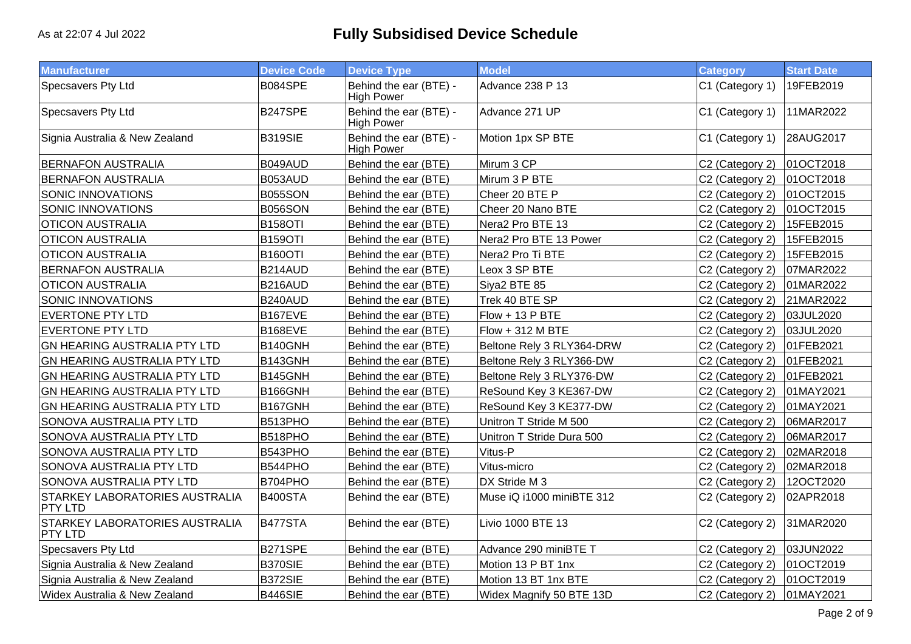As at 22:07 4 Jul 2022

# Fully Subsidised Device Schedule

| Manufacturer | Device Code | Device Type | Model | Category | Start Date |
|---|---|---|---|---|---|
| Specsavers Pty Ltd | B084SPE | Behind the ear (BTE) - High Power | Advance 238 P 13 | C1 (Category 1) | 19FEB2019 |
| Specsavers Pty Ltd | B247SPE | Behind the ear (BTE) - High Power | Advance 271 UP | C1 (Category 1) | 11MAR2022 |
| Signia Australia & New Zealand | B319SIE | Behind the ear (BTE) - High Power | Motion 1px SP BTE | C1 (Category 1) | 28AUG2017 |
| BERNAFON AUSTRALIA | B049AUD | Behind the ear (BTE) | Mirum 3 CP | C2 (Category 2) | 01OCT2018 |
| BERNAFON AUSTRALIA | B053AUD | Behind the ear (BTE) | Mirum 3 P BTE | C2 (Category 2) | 01OCT2018 |
| SONIC INNOVATIONS | B055SON | Behind the ear (BTE) | Cheer 20 BTE P | C2 (Category 2) | 01OCT2015 |
| SONIC INNOVATIONS | B056SON | Behind the ear (BTE) | Cheer 20 Nano BTE | C2 (Category 2) | 01OCT2015 |
| OTICON AUSTRALIA | B158OTI | Behind the ear (BTE) | Nera2 Pro BTE 13 | C2 (Category 2) | 15FEB2015 |
| OTICON AUSTRALIA | B159OTI | Behind the ear (BTE) | Nera2 Pro BTE 13 Power | C2 (Category 2) | 15FEB2015 |
| OTICON AUSTRALIA | B160OTI | Behind the ear (BTE) | Nera2 Pro Ti BTE | C2 (Category 2) | 15FEB2015 |
| BERNAFON AUSTRALIA | B214AUD | Behind the ear (BTE) | Leox 3 SP BTE | C2 (Category 2) | 07MAR2022 |
| OTICON AUSTRALIA | B216AUD | Behind the ear (BTE) | Siya2 BTE 85 | C2 (Category 2) | 01MAR2022 |
| SONIC INNOVATIONS | B240AUD | Behind the ear (BTE) | Trek 40 BTE SP | C2 (Category 2) | 21MAR2022 |
| EVERTONE PTY LTD | B167EVE | Behind the ear (BTE) | Flow + 13 P BTE | C2 (Category 2) | 03JUL2020 |
| EVERTONE PTY LTD | B168EVE | Behind the ear (BTE) | Flow + 312 M BTE | C2 (Category 2) | 03JUL2020 |
| GN HEARING AUSTRALIA PTY LTD | B140GNH | Behind the ear (BTE) | Beltone Rely 3 RLY364-DRW | C2 (Category 2) | 01FEB2021 |
| GN HEARING AUSTRALIA PTY LTD | B143GNH | Behind the ear (BTE) | Beltone Rely 3 RLY366-DW | C2 (Category 2) | 01FEB2021 |
| GN HEARING AUSTRALIA PTY LTD | B145GNH | Behind the ear (BTE) | Beltone Rely 3 RLY376-DW | C2 (Category 2) | 01FEB2021 |
| GN HEARING AUSTRALIA PTY LTD | B166GNH | Behind the ear (BTE) | ReSound Key 3 KE367-DW | C2 (Category 2) | 01MAY2021 |
| GN HEARING AUSTRALIA PTY LTD | B167GNH | Behind the ear (BTE) | ReSound Key 3 KE377-DW | C2 (Category 2) | 01MAY2021 |
| SONOVA AUSTRALIA PTY LTD | B513PHO | Behind the ear (BTE) | Unitron T Stride M 500 | C2 (Category 2) | 06MAR2017 |
| SONOVA AUSTRALIA PTY LTD | B518PHO | Behind the ear (BTE) | Unitron T Stride Dura 500 | C2 (Category 2) | 06MAR2017 |
| SONOVA AUSTRALIA PTY LTD | B543PHO | Behind the ear (BTE) | Vitus-P | C2 (Category 2) | 02MAR2018 |
| SONOVA AUSTRALIA PTY LTD | B544PHO | Behind the ear (BTE) | Vitus-micro | C2 (Category 2) | 02MAR2018 |
| SONOVA AUSTRALIA PTY LTD | B704PHO | Behind the ear (BTE) | DX Stride M 3 | C2 (Category 2) | 12OCT2020 |
| STARKEY LABORATORIES AUSTRALIA PTY LTD | B400STA | Behind the ear (BTE) | Muse iQ i1000 miniBTE 312 | C2 (Category 2) | 02APR2018 |
| STARKEY LABORATORIES AUSTRALIA PTY LTD | B477STA | Behind the ear (BTE) | Livio 1000 BTE 13 | C2 (Category 2) | 31MAR2020 |
| Specsavers Pty Ltd | B271SPE | Behind the ear (BTE) | Advance 290 miniBTE T | C2 (Category 2) | 03JUN2022 |
| Signia Australia & New Zealand | B370SIE | Behind the ear (BTE) | Motion 13 P BT 1nx | C2 (Category 2) | 01OCT2019 |
| Signia Australia & New Zealand | B372SIE | Behind the ear (BTE) | Motion 13 BT 1nx BTE | C2 (Category 2) | 01OCT2019 |
| Widex Australia & New Zealand | B446SIE | Behind the ear (BTE) | Widex Magnify 50 BTE 13D | C2 (Category 2) | 01MAY2021 |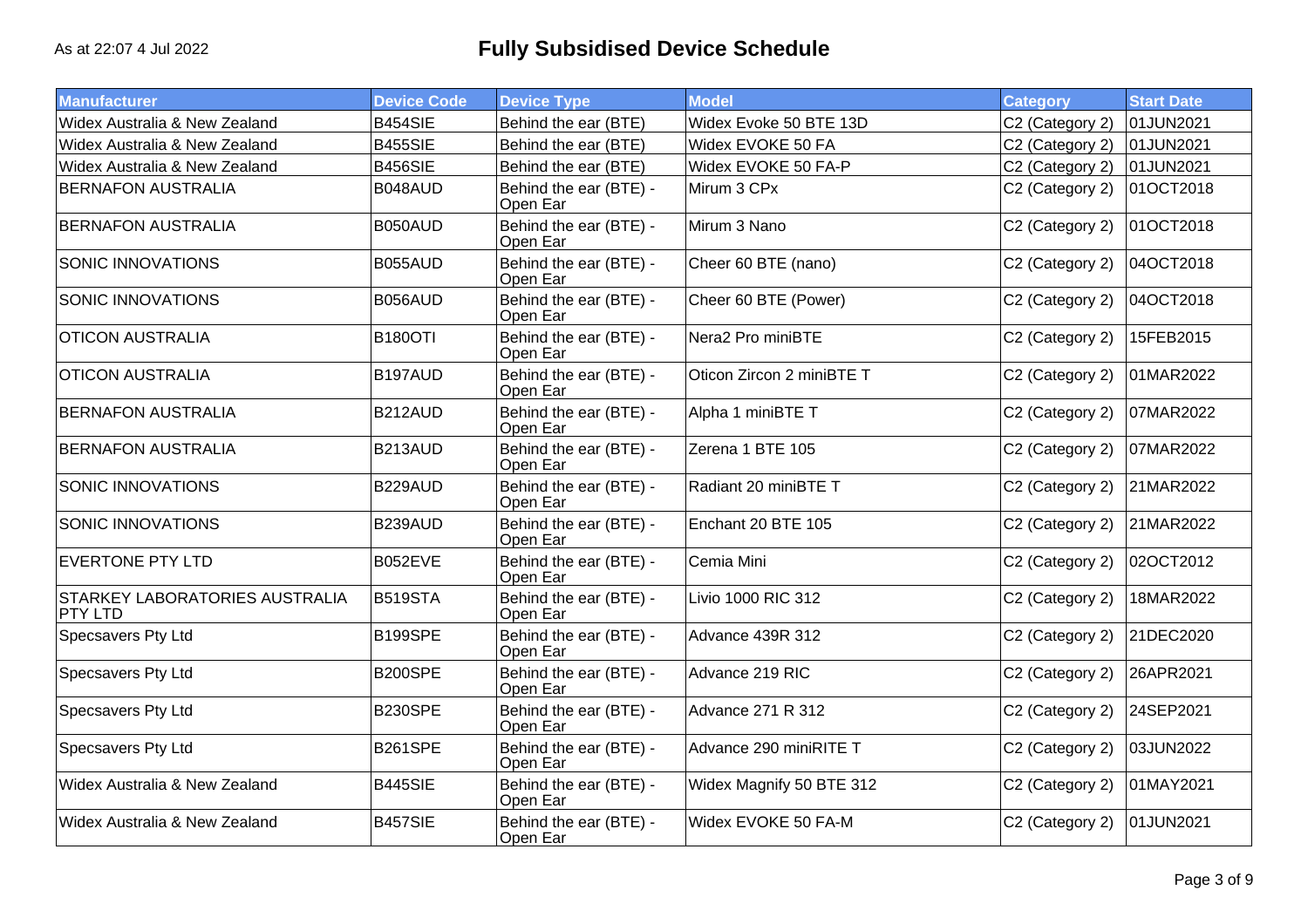As at 22:07 4 Jul 2022

# Fully Subsidised Device Schedule

| Manufacturer | Device Code | Device Type | Model | Category | Start Date |
|---|---|---|---|---|---|
| Widex Australia & New Zealand | B454SIE | Behind the ear (BTE) | Widex Evoke 50 BTE 13D | C2 (Category 2) | 01JUN2021 |
| Widex Australia & New Zealand | B455SIE | Behind the ear (BTE) | Widex EVOKE 50 FA | C2 (Category 2) | 01JUN2021 |
| Widex Australia & New Zealand | B456SIE | Behind the ear (BTE) | Widex EVOKE 50 FA-P | C2 (Category 2) | 01JUN2021 |
| BERNAFON AUSTRALIA | B048AUD | Behind the ear (BTE) - Open Ear | Mirum 3 CPx | C2 (Category 2) | 01OCT2018 |
| BERNAFON AUSTRALIA | B050AUD | Behind the ear (BTE) - Open Ear | Mirum 3 Nano | C2 (Category 2) | 01OCT2018 |
| SONIC INNOVATIONS | B055AUD | Behind the ear (BTE) - Open Ear | Cheer 60 BTE (nano) | C2 (Category 2) | 04OCT2018 |
| SONIC INNOVATIONS | B056AUD | Behind the ear (BTE) - Open Ear | Cheer 60 BTE (Power) | C2 (Category 2) | 04OCT2018 |
| OTICON AUSTRALIA | B180OTI | Behind the ear (BTE) - Open Ear | Nera2 Pro miniBTE | C2 (Category 2) | 15FEB2015 |
| OTICON AUSTRALIA | B197AUD | Behind the ear (BTE) - Open Ear | Oticon Zircon 2 miniBTE T | C2 (Category 2) | 01MAR2022 |
| BERNAFON AUSTRALIA | B212AUD | Behind the ear (BTE) - Open Ear | Alpha 1 miniBTE T | C2 (Category 2) | 07MAR2022 |
| BERNAFON AUSTRALIA | B213AUD | Behind the ear (BTE) - Open Ear | Zerena 1 BTE 105 | C2 (Category 2) | 07MAR2022 |
| SONIC INNOVATIONS | B229AUD | Behind the ear (BTE) - Open Ear | Radiant 20 miniBTE T | C2 (Category 2) | 21MAR2022 |
| SONIC INNOVATIONS | B239AUD | Behind the ear (BTE) - Open Ear | Enchant 20 BTE 105 | C2 (Category 2) | 21MAR2022 |
| EVERTONE PTY LTD | B052EVE | Behind the ear (BTE) - Open Ear | Cemia Mini | C2 (Category 2) | 02OCT2012 |
| STARKEY LABORATORIES AUSTRALIA PTY LTD | B519STA | Behind the ear (BTE) - Open Ear | Livio 1000 RIC 312 | C2 (Category 2) | 18MAR2022 |
| Specsavers Pty Ltd | B199SPE | Behind the ear (BTE) - Open Ear | Advance 439R 312 | C2 (Category 2) | 21DEC2020 |
| Specsavers Pty Ltd | B200SPE | Behind the ear (BTE) - Open Ear | Advance 219 RIC | C2 (Category 2) | 26APR2021 |
| Specsavers Pty Ltd | B230SPE | Behind the ear (BTE) - Open Ear | Advance 271 R 312 | C2 (Category 2) | 24SEP2021 |
| Specsavers Pty Ltd | B261SPE | Behind the ear (BTE) - Open Ear | Advance 290 miniRITE T | C2 (Category 2) | 03JUN2022 |
| Widex Australia & New Zealand | B445SIE | Behind the ear (BTE) - Open Ear | Widex Magnify 50 BTE 312 | C2 (Category 2) | 01MAY2021 |
| Widex Australia & New Zealand | B457SIE | Behind the ear (BTE) - Open Ear | Widex EVOKE 50 FA-M | C2 (Category 2) | 01JUN2021 |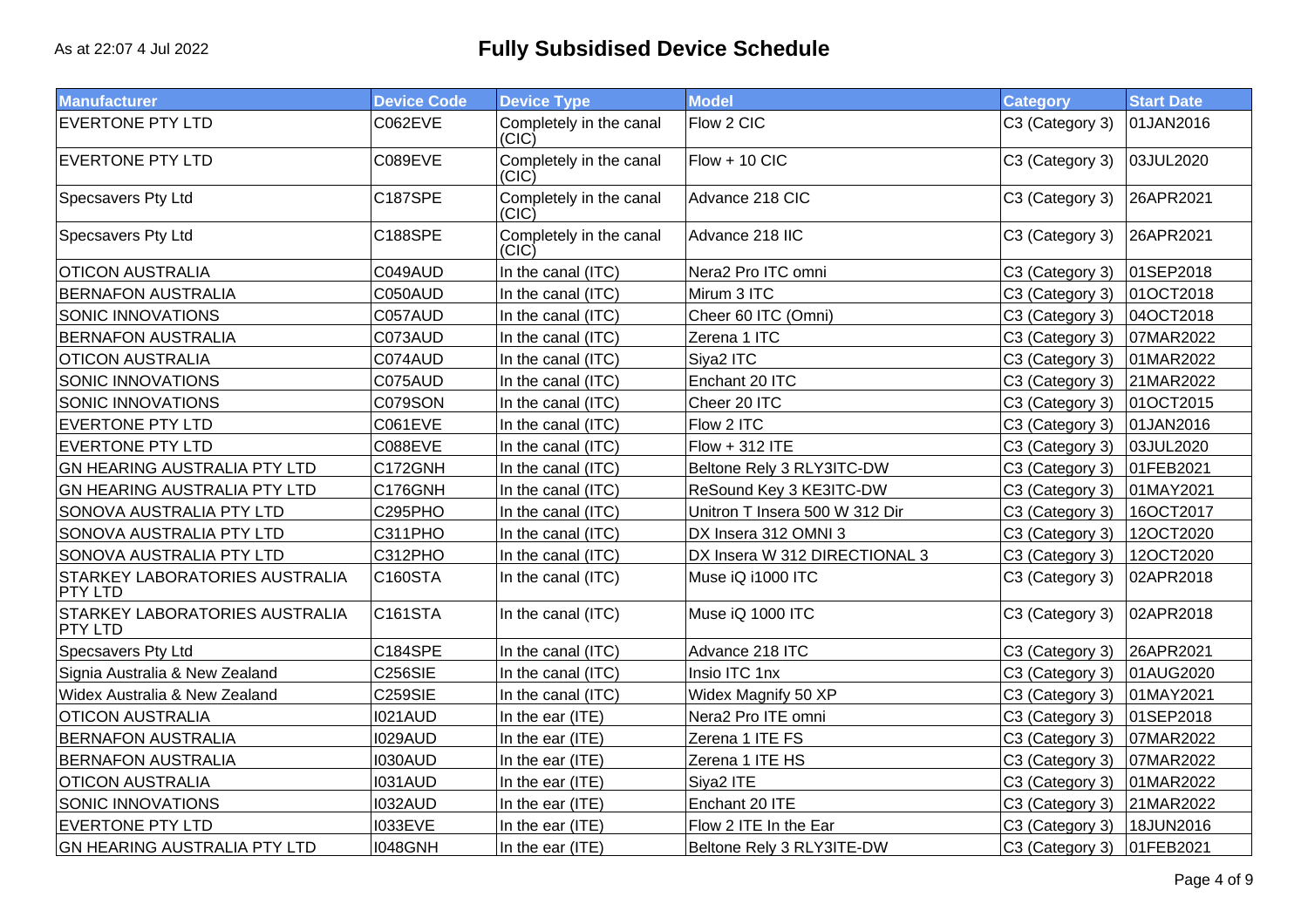As at 22:07 4 Jul 2022

# Fully Subsidised Device Schedule

| Manufacturer | Device Code | Device Type | Model | Category | Start Date |
|---|---|---|---|---|---|
| EVERTONE PTY LTD | C062EVE | Completely in the canal (CIC) | Flow 2 CIC | C3 (Category 3) | 01JAN2016 |
| EVERTONE PTY LTD | C089EVE | Completely in the canal (CIC) | Flow + 10 CIC | C3 (Category 3) | 03JUL2020 |
| Specsavers Pty Ltd | C187SPE | Completely in the canal (CIC) | Advance 218 CIC | C3 (Category 3) | 26APR2021 |
| Specsavers Pty Ltd | C188SPE | Completely in the canal (CIC) | Advance 218 IIC | C3 (Category 3) | 26APR2021 |
| OTICON AUSTRALIA | C049AUD | In the canal (ITC) | Nera2 Pro ITC omni | C3 (Category 3) | 01SEP2018 |
| BERNAFON AUSTRALIA | C050AUD | In the canal (ITC) | Mirum 3 ITC | C3 (Category 3) | 01OCT2018 |
| SONIC INNOVATIONS | C057AUD | In the canal (ITC) | Cheer 60 ITC (Omni) | C3 (Category 3) | 04OCT2018 |
| BERNAFON AUSTRALIA | C073AUD | In the canal (ITC) | Zerena 1 ITC | C3 (Category 3) | 07MAR2022 |
| OTICON AUSTRALIA | C074AUD | In the canal (ITC) | Siya2 ITC | C3 (Category 3) | 01MAR2022 |
| SONIC INNOVATIONS | C075AUD | In the canal (ITC) | Enchant 20 ITC | C3 (Category 3) | 21MAR2022 |
| SONIC INNOVATIONS | C079SON | In the canal (ITC) | Cheer 20 ITC | C3 (Category 3) | 01OCT2015 |
| EVERTONE PTY LTD | C061EVE | In the canal (ITC) | Flow 2 ITC | C3 (Category 3) | 01JAN2016 |
| EVERTONE PTY LTD | C088EVE | In the canal (ITC) | Flow + 312 ITE | C3 (Category 3) | 03JUL2020 |
| GN HEARING AUSTRALIA PTY LTD | C172GNH | In the canal (ITC) | Beltone Rely 3 RLY3ITC-DW | C3 (Category 3) | 01FEB2021 |
| GN HEARING AUSTRALIA PTY LTD | C176GNH | In the canal (ITC) | ReSound Key 3 KE3ITC-DW | C3 (Category 3) | 01MAY2021 |
| SONOVA AUSTRALIA PTY LTD | C295PHO | In the canal (ITC) | Unitron T Insera 500 W 312 Dir | C3 (Category 3) | 16OCT2017 |
| SONOVA AUSTRALIA PTY LTD | C311PHO | In the canal (ITC) | DX Insera 312 OMNI 3 | C3 (Category 3) | 12OCT2020 |
| SONOVA AUSTRALIA PTY LTD | C312PHO | In the canal (ITC) | DX Insera W 312 DIRECTIONAL 3 | C3 (Category 3) | 12OCT2020 |
| STARKEY LABORATORIES AUSTRALIA PTY LTD | C160STA | In the canal (ITC) | Muse iQ i1000 ITC | C3 (Category 3) | 02APR2018 |
| STARKEY LABORATORIES AUSTRALIA PTY LTD | C161STA | In the canal (ITC) | Muse iQ 1000 ITC | C3 (Category 3) | 02APR2018 |
| Specsavers Pty Ltd | C184SPE | In the canal (ITC) | Advance 218 ITC | C3 (Category 3) | 26APR2021 |
| Signia Australia & New Zealand | C256SIE | In the canal (ITC) | Insio ITC 1nx | C3 (Category 3) | 01AUG2020 |
| Widex Australia & New Zealand | C259SIE | In the canal (ITC) | Widex Magnify 50 XP | C3 (Category 3) | 01MAY2021 |
| OTICON AUSTRALIA | I021AUD | In the ear (ITE) | Nera2 Pro ITE omni | C3 (Category 3) | 01SEP2018 |
| BERNAFON AUSTRALIA | I029AUD | In the ear (ITE) | Zerena 1 ITE FS | C3 (Category 3) | 07MAR2022 |
| BERNAFON AUSTRALIA | I030AUD | In the ear (ITE) | Zerena 1 ITE HS | C3 (Category 3) | 07MAR2022 |
| OTICON AUSTRALIA | I031AUD | In the ear (ITE) | Siya2 ITE | C3 (Category 3) | 01MAR2022 |
| SONIC INNOVATIONS | I032AUD | In the ear (ITE) | Enchant 20 ITE | C3 (Category 3) | 21MAR2022 |
| EVERTONE PTY LTD | I033EVE | In the ear (ITE) | Flow 2 ITE In the Ear | C3 (Category 3) | 18JUN2016 |
| GN HEARING AUSTRALIA PTY LTD | I048GNH | In the ear (ITE) | Beltone Rely 3 RLY3ITE-DW | C3 (Category 3) | 01FEB2021 |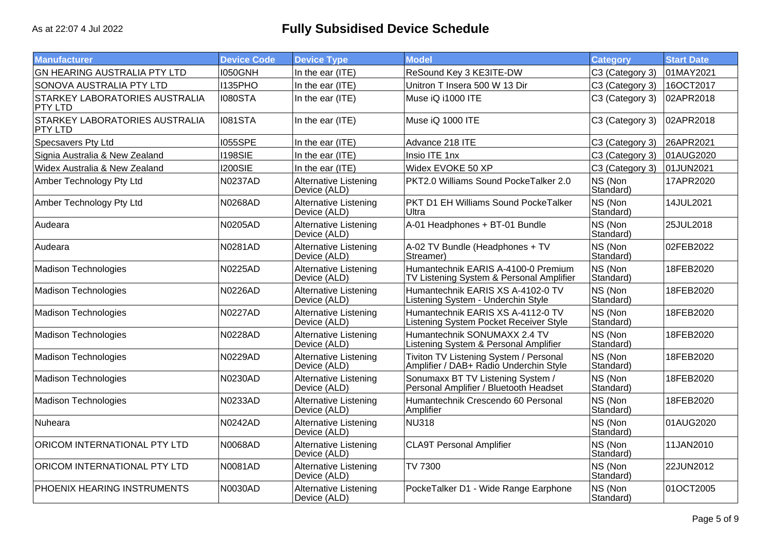As at 22:07 4 Jul 2022

# Fully Subsidised Device Schedule

| Manufacturer | Device Code | Device Type | Model | Category | Start Date |
|---|---|---|---|---|---|
| GN HEARING AUSTRALIA PTY LTD | I050GNH | In the ear (ITE) | ReSound Key 3 KE3ITE-DW | C3 (Category 3) | 01MAY2021 |
| SONOVA AUSTRALIA PTY LTD | I135PHO | In the ear (ITE) | Unitron T Insera 500 W 13 Dir | C3 (Category 3) | 16OCT2017 |
| STARKEY LABORATORIES AUSTRALIA PTY LTD | I080STA | In the ear (ITE) | Muse iQ i1000 ITE | C3 (Category 3) | 02APR2018 |
| STARKEY LABORATORIES AUSTRALIA PTY LTD | I081STA | In the ear (ITE) | Muse iQ 1000 ITE | C3 (Category 3) | 02APR2018 |
| Specsavers Pty Ltd | I055SPE | In the ear (ITE) | Advance 218 ITE | C3 (Category 3) | 26APR2021 |
| Signia Australia & New Zealand | I198SIE | In the ear (ITE) | Insio ITE 1nx | C3 (Category 3) | 01AUG2020 |
| Widex Australia & New Zealand | I200SIE | In the ear (ITE) | Widex EVOKE 50 XP | C3 (Category 3) | 01JUN2021 |
| Amber Technology Pty Ltd | N0237AD | Alternative Listening Device (ALD) | PKT2.0 Williams Sound PockeTalker 2.0 | NS (Non Standard) | 17APR2020 |
| Amber Technology Pty Ltd | N0268AD | Alternative Listening Device (ALD) | PKT D1 EH Williams Sound PockeTalker Ultra | NS (Non Standard) | 14JUL2021 |
| Audeara | N0205AD | Alternative Listening Device (ALD) | A-01 Headphones + BT-01 Bundle | NS (Non Standard) | 25JUL2018 |
| Audeara | N0281AD | Alternative Listening Device (ALD) | A-02 TV Bundle (Headphones + TV Streamer) | NS (Non Standard) | 02FEB2022 |
| Madison Technologies | N0225AD | Alternative Listening Device (ALD) | Humantechnik EARIS A-4100-0 Premium TV Listening System & Personal Amplifier | NS (Non Standard) | 18FEB2020 |
| Madison Technologies | N0226AD | Alternative Listening Device (ALD) | Humantechnik EARIS XS A-4102-0 TV Listening System - Underchin Style | NS (Non Standard) | 18FEB2020 |
| Madison Technologies | N0227AD | Alternative Listening Device (ALD) | Humantechnik EARIS XS A-4112-0 TV Listening System Pocket Receiver Style | NS (Non Standard) | 18FEB2020 |
| Madison Technologies | N0228AD | Alternative Listening Device (ALD) | Humantechnik SONUMAXX 2.4 TV Listening System & Personal Amplifier | NS (Non Standard) | 18FEB2020 |
| Madison Technologies | N0229AD | Alternative Listening Device (ALD) | Tiviton TV Listening System / Personal Amplifier / DAB+ Radio Underchin Style | NS (Non Standard) | 18FEB2020 |
| Madison Technologies | N0230AD | Alternative Listening Device (ALD) | Sonumaxx BT TV Listening System / Personal Amplifier / Bluetooth Headset | NS (Non Standard) | 18FEB2020 |
| Madison Technologies | N0233AD | Alternative Listening Device (ALD) | Humantechnik Crescendo 60 Personal Amplifier | NS (Non Standard) | 18FEB2020 |
| Nuheara | N0242AD | Alternative Listening Device (ALD) | NU318 | NS (Non Standard) | 01AUG2020 |
| ORICOM INTERNATIONAL PTY LTD | N0068AD | Alternative Listening Device (ALD) | CLA9T Personal Amplifier | NS (Non Standard) | 11JAN2010 |
| ORICOM INTERNATIONAL PTY LTD | N0081AD | Alternative Listening Device (ALD) | TV 7300 | NS (Non Standard) | 22JUN2012 |
| PHOENIX HEARING INSTRUMENTS | N0030AD | Alternative Listening Device (ALD) | PockeTalker D1 - Wide Range Earphone | NS (Non Standard) | 01OCT2005 |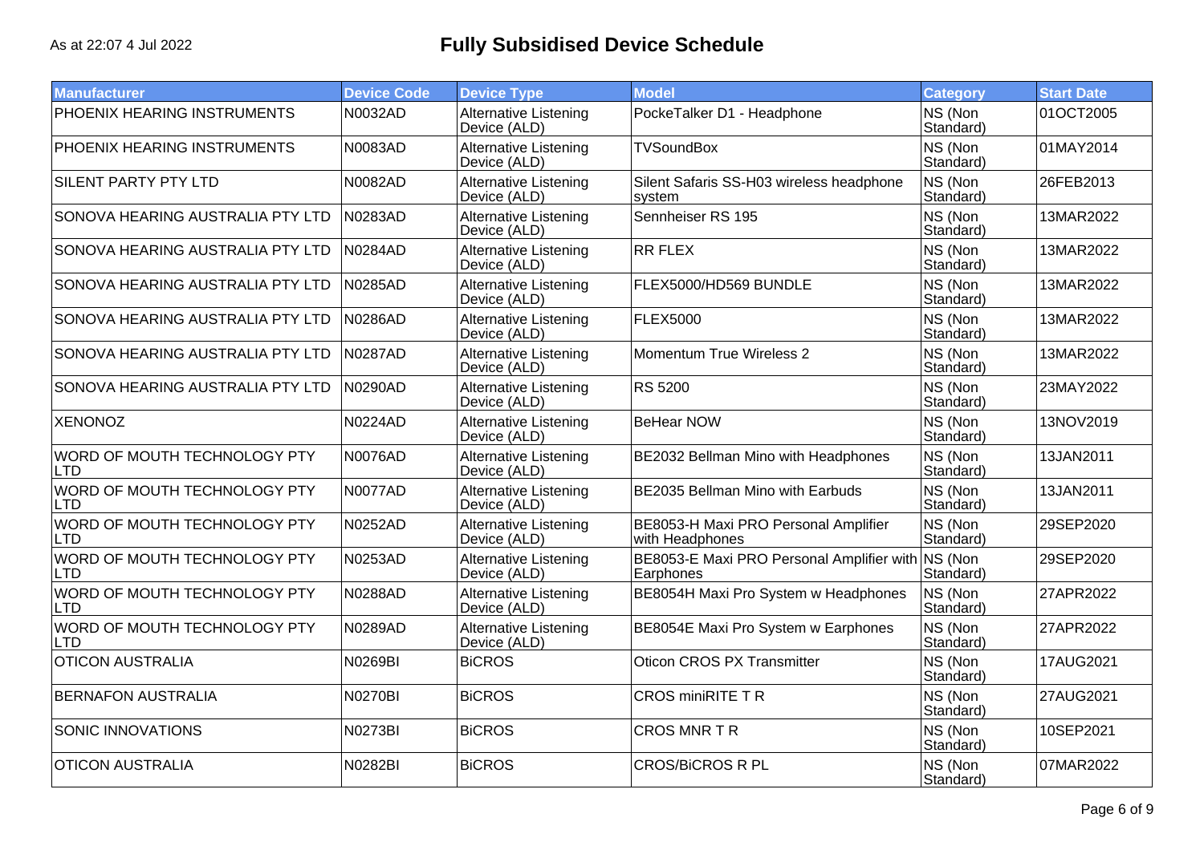As at 22:07 4 Jul 2022

# Fully Subsidised Device Schedule

| Manufacturer | Device Code | Device Type | Model | Category | Start Date |
| --- | --- | --- | --- | --- | --- |
| PHOENIX HEARING INSTRUMENTS | N0032AD | Alternative Listening Device (ALD) | PockeTalker D1 - Headphone | NS (Non Standard) | 01OCT2005 |
| PHOENIX HEARING INSTRUMENTS | N0083AD | Alternative Listening Device (ALD) | TVSoundBox | NS (Non Standard) | 01MAY2014 |
| SILENT PARTY PTY LTD | N0082AD | Alternative Listening Device (ALD) | Silent Safaris SS-H03 wireless headphone system | NS (Non Standard) | 26FEB2013 |
| SONOVA HEARING AUSTRALIA PTY LTD | N0283AD | Alternative Listening Device (ALD) | Sennheiser RS 195 | NS (Non Standard) | 13MAR2022 |
| SONOVA HEARING AUSTRALIA PTY LTD | N0284AD | Alternative Listening Device (ALD) | RR FLEX | NS (Non Standard) | 13MAR2022 |
| SONOVA HEARING AUSTRALIA PTY LTD | N0285AD | Alternative Listening Device (ALD) | FLEX5000/HD569 BUNDLE | NS (Non Standard) | 13MAR2022 |
| SONOVA HEARING AUSTRALIA PTY LTD | N0286AD | Alternative Listening Device (ALD) | FLEX5000 | NS (Non Standard) | 13MAR2022 |
| SONOVA HEARING AUSTRALIA PTY LTD | N0287AD | Alternative Listening Device (ALD) | Momentum True Wireless 2 | NS (Non Standard) | 13MAR2022 |
| SONOVA HEARING AUSTRALIA PTY LTD | N0290AD | Alternative Listening Device (ALD) | RS 5200 | NS (Non Standard) | 23MAY2022 |
| XENONOZ | N0224AD | Alternative Listening Device (ALD) | BeHear NOW | NS (Non Standard) | 13NOV2019 |
| WORD OF MOUTH TECHNOLOGY PTY LTD | N0076AD | Alternative Listening Device (ALD) | BE2032 Bellman Mino with Headphones | NS (Non Standard) | 13JAN2011 |
| WORD OF MOUTH TECHNOLOGY PTY LTD | N0077AD | Alternative Listening Device (ALD) | BE2035 Bellman Mino with Earbuds | NS (Non Standard) | 13JAN2011 |
| WORD OF MOUTH TECHNOLOGY PTY LTD | N0252AD | Alternative Listening Device (ALD) | BE8053-H Maxi PRO Personal Amplifier with Headphones | NS (Non Standard) | 29SEP2020 |
| WORD OF MOUTH TECHNOLOGY PTY LTD | N0253AD | Alternative Listening Device (ALD) | BE8053-E Maxi PRO Personal Amplifier with Earphones | NS (Non Standard) | 29SEP2020 |
| WORD OF MOUTH TECHNOLOGY PTY LTD | N0288AD | Alternative Listening Device (ALD) | BE8054H Maxi Pro System w Headphones | NS (Non Standard) | 27APR2022 |
| WORD OF MOUTH TECHNOLOGY PTY LTD | N0289AD | Alternative Listening Device (ALD) | BE8054E Maxi Pro System w Earphones | NS (Non Standard) | 27APR2022 |
| OTICON AUSTRALIA | N0269BI | BiCROS | Oticon CROS PX Transmitter | NS (Non Standard) | 17AUG2021 |
| BERNAFON AUSTRALIA | N0270BI | BiCROS | CROS miniRITE T R | NS (Non Standard) | 27AUG2021 |
| SONIC INNOVATIONS | N0273BI | BiCROS | CROS MNR T R | NS (Non Standard) | 10SEP2021 |
| OTICON AUSTRALIA | N0282BI | BiCROS | CROS/BiCROS R PL | NS (Non Standard) | 07MAR2022 |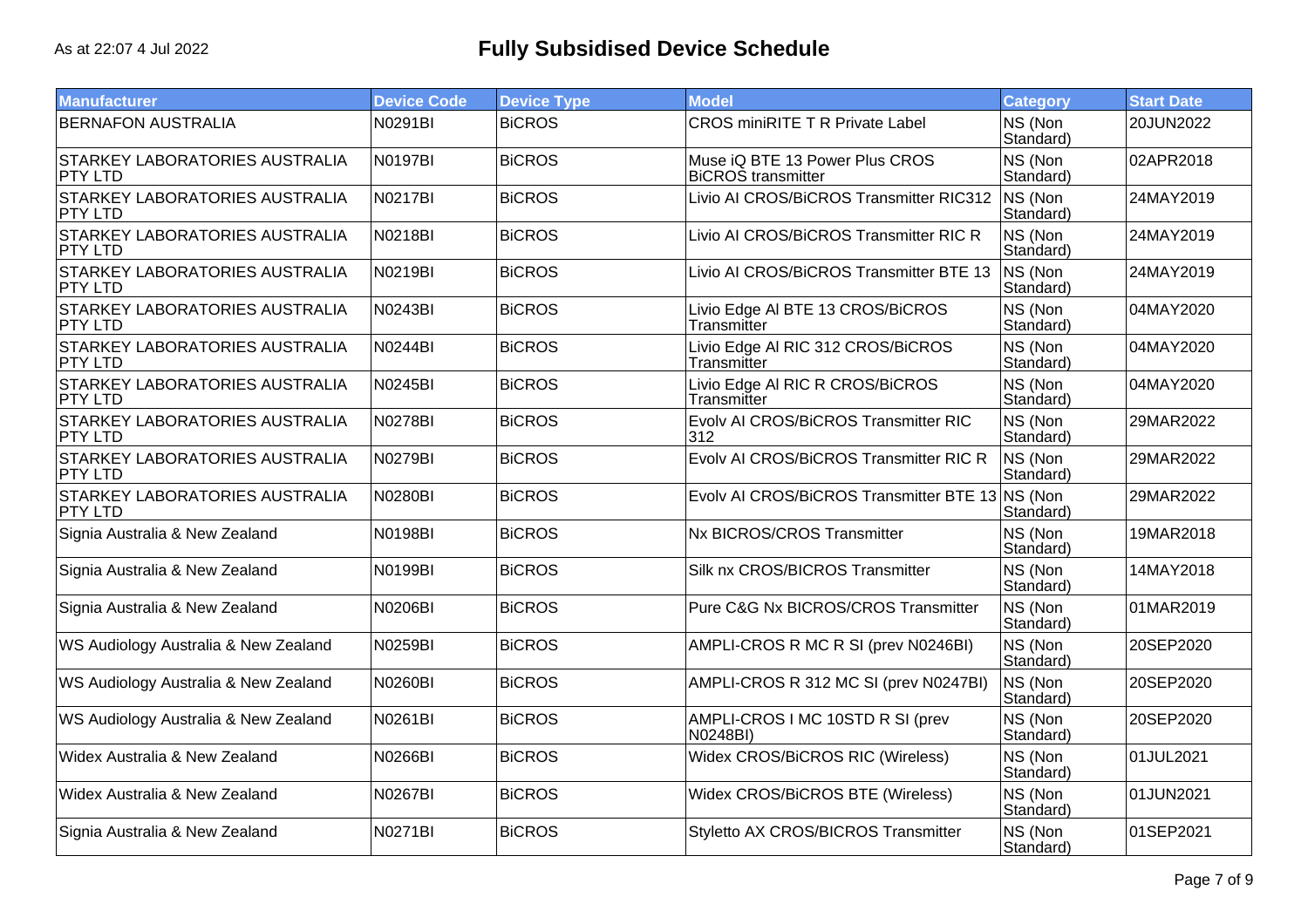As at 22:07 4 Jul 2022

# Fully Subsidised Device Schedule

| Manufacturer | Device Code | Device Type | Model | Category | Start Date |
|---|---|---|---|---|---|
| BERNAFON AUSTRALIA | N0291BI | BiCROS | CROS miniRITE T R Private Label | NS (Non Standard) | 20JUN2022 |
| STARKEY LABORATORIES AUSTRALIA PTY LTD | N0197BI | BiCROS | Muse iQ BTE 13 Power Plus CROS BiCROS transmitter | NS (Non Standard) | 02APR2018 |
| STARKEY LABORATORIES AUSTRALIA PTY LTD | N0217BI | BiCROS | Livio AI CROS/BiCROS Transmitter RIC312 | NS (Non Standard) | 24MAY2019 |
| STARKEY LABORATORIES AUSTRALIA PTY LTD | N0218BI | BiCROS | Livio AI CROS/BiCROS Transmitter RIC R | NS (Non Standard) | 24MAY2019 |
| STARKEY LABORATORIES AUSTRALIA PTY LTD | N0219BI | BiCROS | Livio AI CROS/BiCROS Transmitter BTE 13 | NS (Non Standard) | 24MAY2019 |
| STARKEY LABORATORIES AUSTRALIA PTY LTD | N0243BI | BiCROS | Livio Edge Al BTE 13 CROS/BiCROS Transmitter | NS (Non Standard) | 04MAY2020 |
| STARKEY LABORATORIES AUSTRALIA PTY LTD | N0244BI | BiCROS | Livio Edge Al RIC 312 CROS/BiCROS Transmitter | NS (Non Standard) | 04MAY2020 |
| STARKEY LABORATORIES AUSTRALIA PTY LTD | N0245BI | BiCROS | Livio Edge Al RIC R CROS/BiCROS Transmitter | NS (Non Standard) | 04MAY2020 |
| STARKEY LABORATORIES AUSTRALIA PTY LTD | N0278BI | BiCROS | Evolv AI CROS/BiCROS Transmitter RIC 312 | NS (Non Standard) | 29MAR2022 |
| STARKEY LABORATORIES AUSTRALIA PTY LTD | N0279BI | BiCROS | Evolv AI CROS/BiCROS Transmitter RIC R | NS (Non Standard) | 29MAR2022 |
| STARKEY LABORATORIES AUSTRALIA PTY LTD | N0280BI | BiCROS | Evolv AI CROS/BiCROS Transmitter BTE 13 | NS (Non Standard) | 29MAR2022 |
| Signia Australia & New Zealand | N0198BI | BiCROS | Nx BICROS/CROS Transmitter | NS (Non Standard) | 19MAR2018 |
| Signia Australia & New Zealand | N0199BI | BiCROS | Silk nx CROS/BICROS Transmitter | NS (Non Standard) | 14MAY2018 |
| Signia Australia & New Zealand | N0206BI | BiCROS | Pure C&G Nx BICROS/CROS Transmitter | NS (Non Standard) | 01MAR2019 |
| WS Audiology Australia & New Zealand | N0259BI | BiCROS | AMPLI-CROS R MC R SI (prev N0246BI) | NS (Non Standard) | 20SEP2020 |
| WS Audiology Australia & New Zealand | N0260BI | BiCROS | AMPLI-CROS R 312 MC SI (prev N0247BI) | NS (Non Standard) | 20SEP2020 |
| WS Audiology Australia & New Zealand | N0261BI | BiCROS | AMPLI-CROS I MC 10STD R SI (prev N0248BI) | NS (Non Standard) | 20SEP2020 |
| Widex Australia & New Zealand | N0266BI | BiCROS | Widex CROS/BiCROS RIC (Wireless) | NS (Non Standard) | 01JUL2021 |
| Widex Australia & New Zealand | N0267BI | BiCROS | Widex CROS/BiCROS BTE (Wireless) | NS (Non Standard) | 01JUN2021 |
| Signia Australia & New Zealand | N0271BI | BiCROS | Styletto AX CROS/BICROS Transmitter | NS (Non Standard) | 01SEP2021 |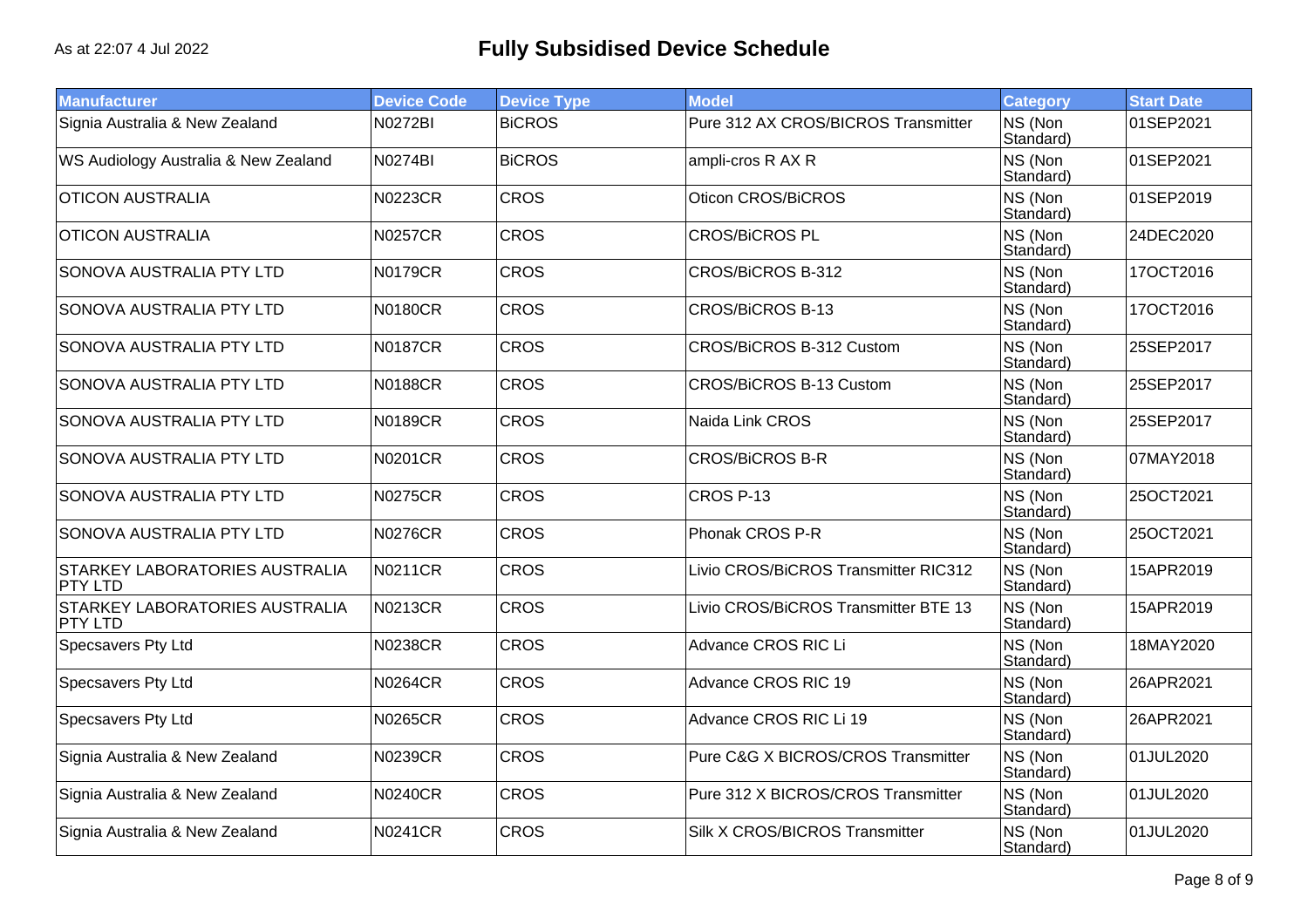As at 22:07 4 Jul 2022

# Fully Subsidised Device Schedule

| Manufacturer | Device Code | Device Type | Model | Category | Start Date |
|---|---|---|---|---|---|
| Signia Australia & New Zealand | N0272BI | BiCROS | Pure 312 AX CROS/BICROS Transmitter | NS (Non Standard) | 01SEP2021 |
| WS Audiology Australia & New Zealand | N0274BI | BiCROS | ampli-cros R AX R | NS (Non Standard) | 01SEP2021 |
| OTICON AUSTRALIA | N0223CR | CROS | Oticon CROS/BiCROS | NS (Non Standard) | 01SEP2019 |
| OTICON AUSTRALIA | N0257CR | CROS | CROS/BiCROS PL | NS (Non Standard) | 24DEC2020 |
| SONOVA AUSTRALIA PTY LTD | N0179CR | CROS | CROS/BiCROS B-312 | NS (Non Standard) | 17OCT2016 |
| SONOVA AUSTRALIA PTY LTD | N0180CR | CROS | CROS/BiCROS B-13 | NS (Non Standard) | 17OCT2016 |
| SONOVA AUSTRALIA PTY LTD | N0187CR | CROS | CROS/BiCROS B-312 Custom | NS (Non Standard) | 25SEP2017 |
| SONOVA AUSTRALIA PTY LTD | N0188CR | CROS | CROS/BiCROS B-13 Custom | NS (Non Standard) | 25SEP2017 |
| SONOVA AUSTRALIA PTY LTD | N0189CR | CROS | Naida Link CROS | NS (Non Standard) | 25SEP2017 |
| SONOVA AUSTRALIA PTY LTD | N0201CR | CROS | CROS/BiCROS B-R | NS (Non Standard) | 07MAY2018 |
| SONOVA AUSTRALIA PTY LTD | N0275CR | CROS | CROS P-13 | NS (Non Standard) | 25OCT2021 |
| SONOVA AUSTRALIA PTY LTD | N0276CR | CROS | Phonak CROS P-R | NS (Non Standard) | 25OCT2021 |
| STARKEY LABORATORIES AUSTRALIA PTY LTD | N0211CR | CROS | Livio CROS/BiCROS Transmitter RIC312 | NS (Non Standard) | 15APR2019 |
| STARKEY LABORATORIES AUSTRALIA PTY LTD | N0213CR | CROS | Livio CROS/BiCROS Transmitter BTE 13 | NS (Non Standard) | 15APR2019 |
| Specsavers Pty Ltd | N0238CR | CROS | Advance CROS RIC Li | NS (Non Standard) | 18MAY2020 |
| Specsavers Pty Ltd | N0264CR | CROS | Advance CROS RIC 19 | NS (Non Standard) | 26APR2021 |
| Specsavers Pty Ltd | N0265CR | CROS | Advance CROS RIC Li 19 | NS (Non Standard) | 26APR2021 |
| Signia Australia & New Zealand | N0239CR | CROS | Pure C&G X BICROS/CROS Transmitter | NS (Non Standard) | 01JUL2020 |
| Signia Australia & New Zealand | N0240CR | CROS | Pure 312 X BICROS/CROS Transmitter | NS (Non Standard) | 01JUL2020 |
| Signia Australia & New Zealand | N0241CR | CROS | Silk X CROS/BICROS Transmitter | NS (Non Standard) | 01JUL2020 |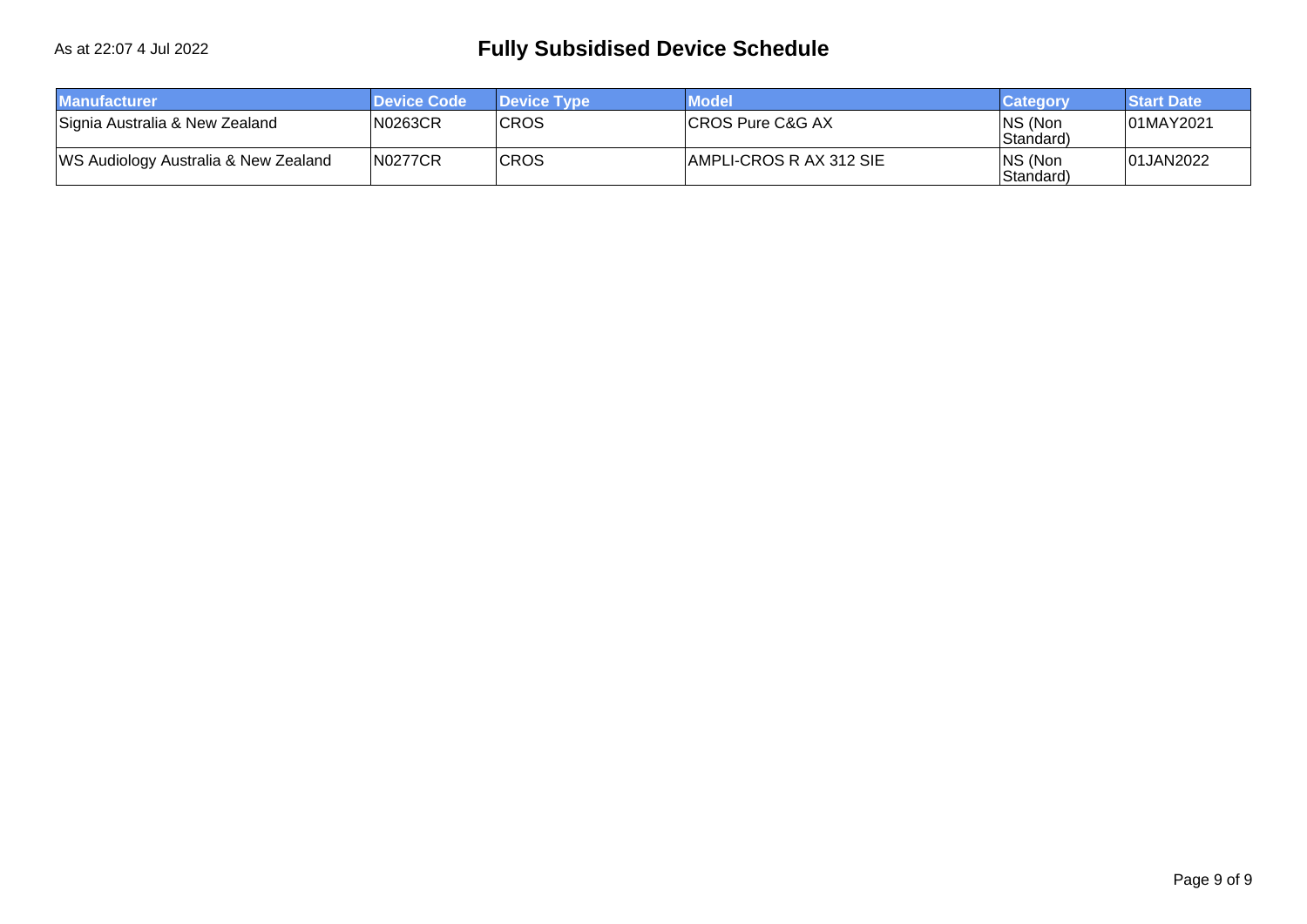As at 22:07 4 Jul 2022

# Fully Subsidised Device Schedule

| Manufacturer | Device Code | Device Type | Model | Category | Start Date |
|---|---|---|---|---|---|
| Signia Australia & New Zealand | N0263CR | CROS | CROS Pure C&G AX | NS (Non Standard) | 01MAY2021 |
| WS Audiology Australia & New Zealand | N0277CR | CROS | AMPLI-CROS R AX 312 SIE | NS (Non Standard) | 01JAN2022 |